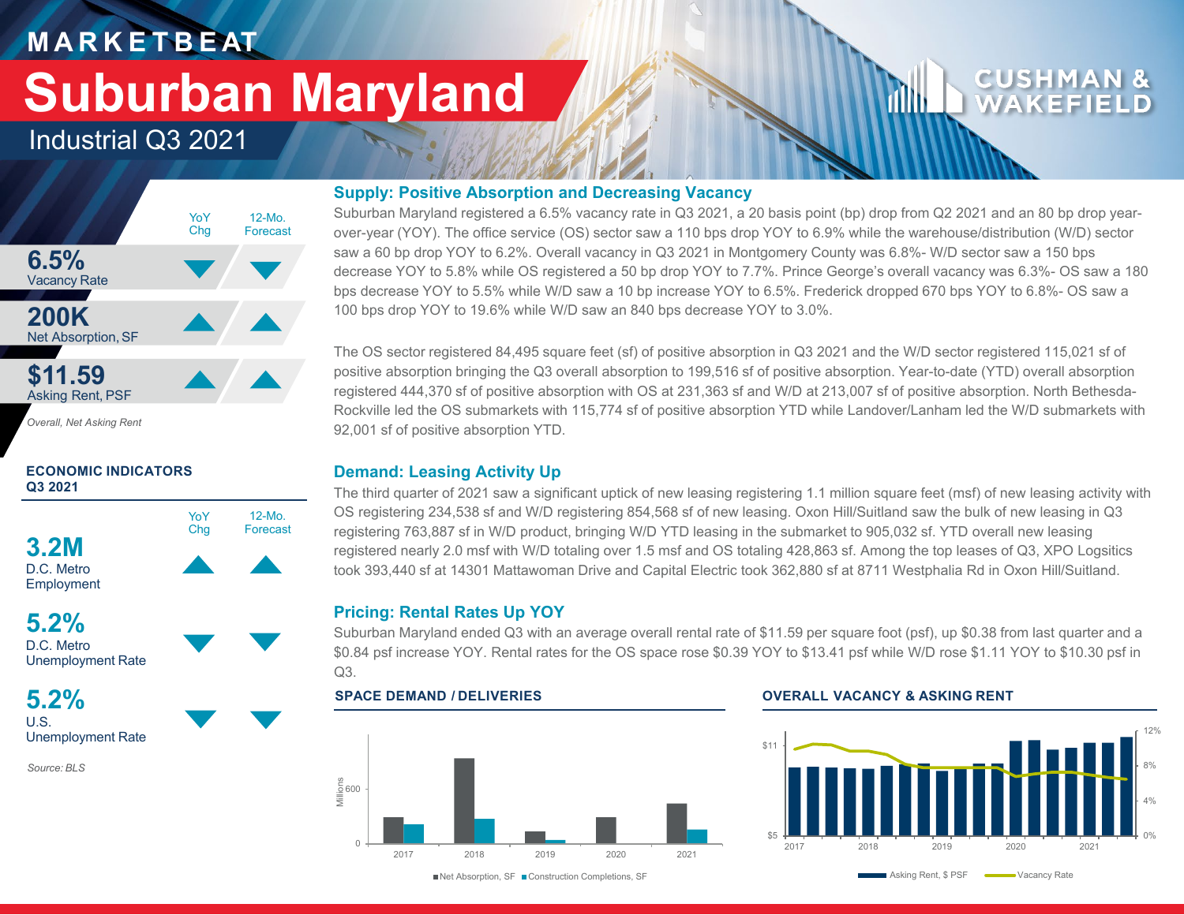# MARKETBEAT

# Suburban Maryland

## Industrial Q3 2021

| | YoY Chg | 12-Mo. Forecast |
|---|---|---|
| **6.5%** Vacancy Rate | ▼ | ▼ |
| **200K** Net Absorption, SF | ▲ | ▲ |
| **$11.59** Asking Rent, PSF | ▲ | ▲ |

*Overall, Net Asking Rent*

**ECONOMIC INDICATORS Q3 2021**

| | YoY Chg | 12-Mo. Forecast |
|---|---|---|
| **3.2M** D.C. Metro Employment | ▲ | ▲ |
| **5.2%** D.C. Metro Unemployment Rate | ▼ | ▼ |
| **5.2%** U.S. Unemployment Rate | ▼ | ▼ |

*Source: BLS*

### Supply: Positive Absorption and Decreasing Vacancy

Suburban Maryland registered a 6.5% vacancy rate in Q3 2021, a 20 basis point (bp) drop from Q2 2021 and an 80 bp drop year-over-year (YOY). The office service (OS) sector saw a 110 bps drop YOY to 6.9% while the warehouse/distribution (W/D) sector saw a 60 bp drop YOY to 6.2%. Overall vacancy in Q3 2021 in Montgomery County was 6.8%- W/D sector saw a 150 bps decrease YOY to 5.8% while OS registered a 50 bp drop YOY to 7.7%. Prince George's overall vacancy was 6.3%- OS saw a 180 bps decrease YOY to 5.5% while W/D saw a 10 bp increase YOY to 6.5%. Frederick dropped 670 bps YOY to 6.8%- OS saw a 100 bps drop YOY to 19.6% while W/D saw an 840 bps decrease YOY to 3.0%.

The OS sector registered 84,495 square feet (sf) of positive absorption in Q3 2021 and the W/D sector registered 115,021 sf of positive absorption bringing the Q3 overall absorption to 199,516 sf of positive absorption. Year-to-date (YTD) overall absorption registered 444,370 sf of positive absorption with OS at 231,363 sf and W/D at 213,007 sf of positive absorption. North Bethesda-Rockville led the OS submarkets with 115,774 sf of positive absorption YTD while Landover/Lanham led the W/D submarkets with 92,001 sf of positive absorption YTD.

### Demand: Leasing Activity Up

The third quarter of 2021 saw a significant uptick of new leasing registering 1.1 million square feet (msf) of new leasing activity with OS registering 234,538 sf and W/D registering 854,568 sf of new leasing. Oxon Hill/Suitland saw the bulk of new leasing in Q3 registering 763,887 sf in W/D product, bringing W/D YTD leasing in the submarket to 905,032 sf. YTD overall new leasing registered nearly 2.0 msf with W/D totaling over 1.5 msf and OS totaling 428,863 sf. Among the top leases of Q3, XPO Logsitics took 393,440 sf at 14301 Mattawoman Drive and Capital Electric took 362,880 sf at 8711 Westphalia Rd in Oxon Hill/Suitland.

### Pricing: Rental Rates Up YOY

Suburban Maryland ended Q3 with an average overall rental rate of $11.59 per square foot (psf), up $0.38 from last quarter and a $0.84 psf increase YOY. Rental rates for the OS space rose $0.39 YOY to $13.41 psf while W/D rose $1.11 YOY to $10.30 psf in Q3.

**SPACE DEMAND / DELIVERIES**

■ Net Absorption, SF ■ Construction Completions, SF

**OVERALL VACANCY & ASKING RENT**

Asking Rent, $ PSF — Vacancy Rate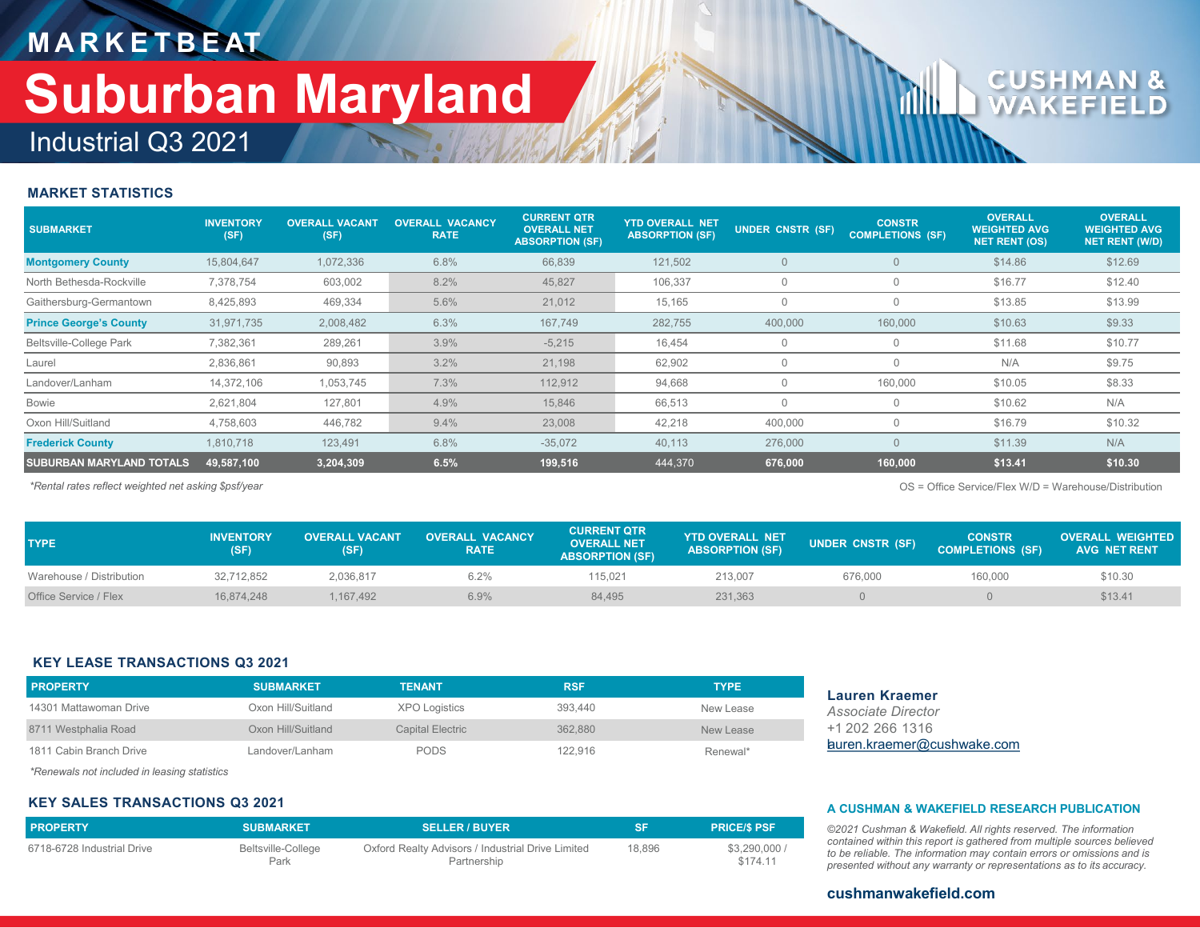# MARKETBEAT

# Suburban Maryland

## Industrial Q3 2021

### MARKET STATISTICS

| SUBMARKET | INVENTORY (SF) | OVERALL VACANT (SF) | OVERALL VACANCY RATE | CURRENT QTR OVERALL NET ABSORPTION (SF) | YTD OVERALL NET ABSORPTION (SF) | UNDER CNSTR (SF) | CONSTR COMPLETIONS (SF) | OVERALL WEIGHTED AVG NET RENT (OS) | OVERALL WEIGHTED AVG NET RENT (W/D) |
|---|---|---|---|---|---|---|---|---|---|
| **Montgomery County** | 15,804,647 | 1,072,336 | 6.8% | 66,839 | 121,502 | 0 | 0 | $14.86 | $12.69 |
| North Bethesda-Rockville | 7,378,754 | 603,002 | 8.2% | 45,827 | 106,337 | 0 | 0 | $16.77 | $12.40 |
| Gaithersburg-Germantown | 8,425,893 | 469,334 | 5.6% | 21,012 | 15,165 | 0 | 0 | $13.85 | $13.99 |
| **Prince George's County** | 31,971,735 | 2,008,482 | 6.3% | 167,749 | 282,755 | 400,000 | 160,000 | $10.63 | $9.33 |
| Beltsville-College Park | 7,382,361 | 289,261 | 3.9% | -5,215 | 16,454 | 0 | 0 | $11.68 | $10.77 |
| Laurel | 2,836,861 | 90,893 | 3.2% | 21,198 | 62,902 | 0 | 0 | N/A | $9.75 |
| Landover/Lanham | 14,372,106 | 1,053,745 | 7.3% | 112,912 | 94,668 | 0 | 160,000 | $10.05 | $8.33 |
| Bowie | 2,621,804 | 127,801 | 4.9% | 15,846 | 66,513 | 0 | 0 | $10.62 | N/A |
| Oxon Hill/Suitland | 4,758,603 | 446,782 | 9.4% | 23,008 | 42,218 | 400,000 | 0 | $16.79 | $10.32 |
| **Frederick County** | 1,810,718 | 123,491 | 6.8% | -35,072 | 40,113 | 276,000 | 0 | $11.39 | N/A |
| **SUBURBAN MARYLAND TOTALS** | **49,587,100** | **3,204,309** | **6.5%** | **199,516** | 444,370 | **676,000** | **160,000** | **$13.41** | **$10.30** |

*Rental rates reflect weighted net asking $psf/year*

OS = Office Service/Flex W/D = Warehouse/Distribution

| TYPE | INVENTORY (SF) | OVERALL VACANT (SF) | OVERALL VACANCY RATE | CURRENT QTR OVERALL NET ABSORPTION (SF) | YTD OVERALL NET ABSORPTION (SF) | UNDER CNSTR (SF) | CONSTR COMPLETIONS (SF) | OVERALL WEIGHTED AVG NET RENT |
|---|---|---|---|---|---|---|---|---|
| Warehouse / Distribution | 32,712,852 | 2,036,817 | 6.2% | 115,021 | 213,007 | 676,000 | 160,000 | $10.30 |
| Office Service / Flex | 16,874,248 | 1,167,492 | 6.9% | 84,495 | 231,363 | 0 | 0 | $13.41 |

### KEY LEASE TRANSACTIONS Q3 2021

| PROPERTY | SUBMARKET | TENANT | RSF | TYPE |
|---|---|---|---|---|
| 14301 Mattawoman Drive | Oxon Hill/Suitland | XPO Logistics | 393,440 | New Lease |
| 8711 Westphalia Road | Oxon Hill/Suitland | Capital Electric | 362,880 | New Lease |
| 1811 Cabin Branch Drive | Landover/Lanham | PODS | 122,916 | Renewal* |

*Renewals not included in leasing statistics

### KEY SALES TRANSACTIONS Q3 2021

| PROPERTY | SUBMARKET | SELLER / BUYER | SF | PRICE/$ PSF |
|---|---|---|---|---|
| 6718-6728 Industrial Drive | Beltsville-College Park | Oxford Realty Advisors / Industrial Drive Limited Partnership | 18,896 | $3,290,000 / $174.11 |

**Lauren Kraemer**
*Associate Director*
+1 202 266 1316
lauren.kraemer@cushwake.com

**A CUSHMAN & WAKEFIELD RESEARCH PUBLICATION**

*©2021 Cushman & Wakefield. All rights reserved. The information contained within this report is gathered from multiple sources believed to be reliable. The information may contain errors or omissions and is presented without any warranty or representations as to its accuracy.*

**cushmanwakefield.com**